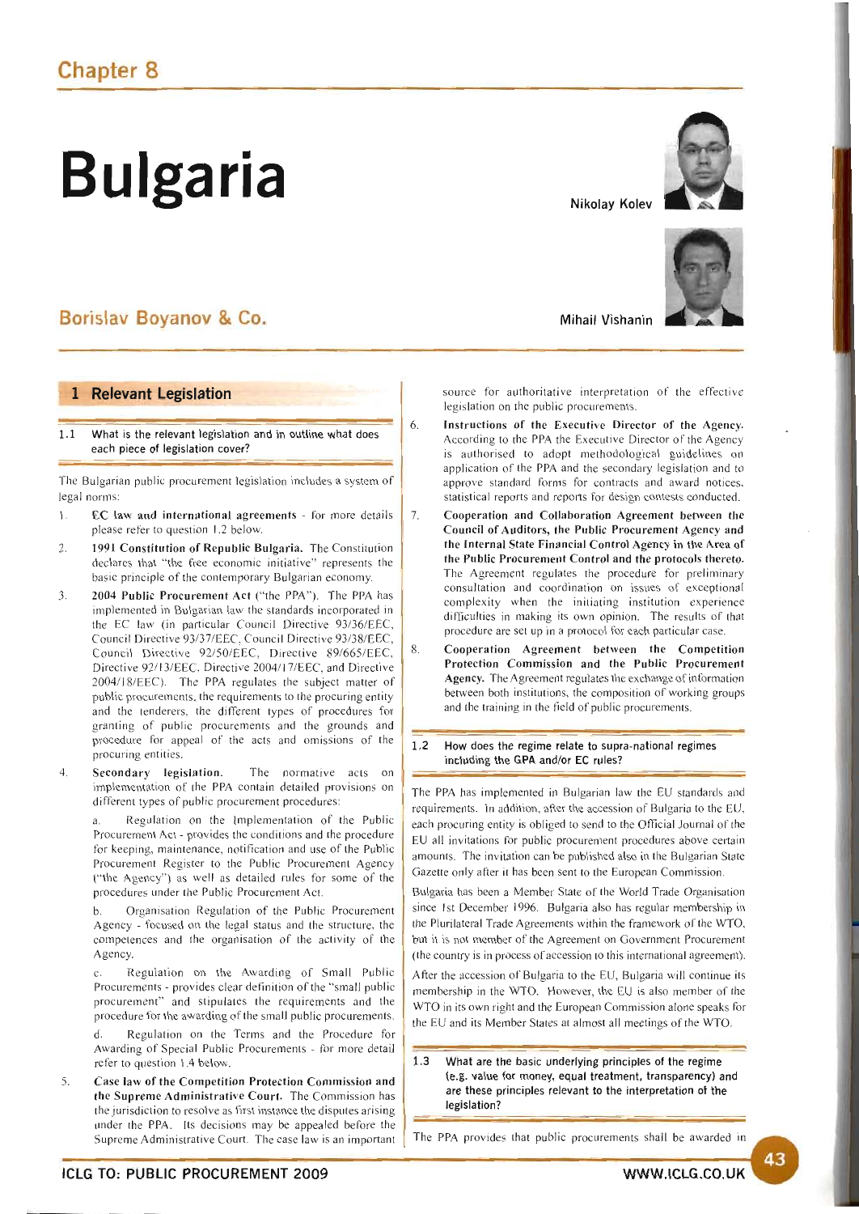# Chapter 8

# Bulgaria

**Nikolay Kolev**

**Mihail Vishanin**

**Borislav Boyanov & Co.**

## 1 Relevant Legislation

### 1.1 What is the relevant legislation and in outline what does each piece of legislation cover?

The Bulgarian public procurement legislation includes a system of legal norms:

1. **EC law and international agreements** - for more details please refer to question 1.2 below.
2. **1991 Constitution of Republic Bulgaria.** The Constitution declares that "the free economic initiative" represents the basic principle of the contemporary Bulgarian economy.
3. **2004 Public Procurement Act** ("the PPA"). The PPA has implemented in Bulgarian law the standards incorporated in the EC law (in particular Council Directive 93/36/EEC, Council Directive 93/37/EEC, Council Directive 93/38/EEC, Council Directive 92/50/EEC, Directive 89/665/EEC, Directive 92/13/EEC, Directive 2004/17/EEC, and Directive 2004/18/EEC). The PPA regulates the subject matter of public procurements, the requirements to the procuring entity and the tenderers, the different types of procedures for granting of public procurements and the grounds and procedure for appeal of the acts and omissions of the procuring entities.
4. **Secondary legislation.** The normative acts on implementation of the PPA contain detailed provisions on different types of public procurement procedures:

   a. Regulation on the Implementation of the Public Procurement Act - provides the conditions and the procedure for keeping, maintenance, notification and use of the Public Procurement Register to the Public Procurement Agency ("the Agency") as well as detailed rules for some of the procedures under the Public Procurement Act.

   b. Organisation Regulation of the Public Procurement Agency - focused on the legal status and the structure, the competences and the organisation of the activity of the Agency.

   c. Regulation on the Awarding of Small Public Procurements - provides clear definition of the "small public procurement" and stipulates the requirements and the procedure for the awarding of the small public procurements.

   d. Regulation on the Terms and the Procedure for Awarding of Special Public Procurements - for more detail refer to question 1.4 below.
5. **Case law of the Competition Protection Commission and the Supreme Administrative Court.** The Commission has the jurisdiction to resolve as first instance the disputes arising under the PPA. Its decisions may be appealed before the Supreme Administrative Court. The case law is an important source for authoritative interpretation of the effective legislation on the public procurements.
6. **Instructions of the Executive Director of the Agency.** According to the PPA the Executive Director of the Agency is authorised to adopt methodological guidelines on application of the PPA and the secondary legislation and to approve standard forms for contracts and award notices, statistical reports and reports for design contests conducted.
7. **Cooperation and Collaboration Agreement between the Council of Auditors, the Public Procurement Agency and the Internal State Financial Control Agency in the Area of the Public Procurement Control and the protocols thereto.** The Agreement regulates the procedure for preliminary consultation and coordination on issues of exceptional complexity when the initiating institution experience difficulties in making its own opinion. The results of that procedure are set up in a protocol for each particular case.
8. **Cooperation Agreement between the Competition Protection Commission and the Public Procurement Agency.** The Agreement regulates the exchange of information between both institutions, the composition of working groups and the training in the field of public procurements.

### 1.2 How does the regime relate to supra-national regimes including the GPA and/or EC rules?

The PPA has implemented in Bulgarian law the EU standards and requirements. In addition, after the accession of Bulgaria to the EU, each procuring entity is obliged to send to the Official Journal of the EU all invitations for public procurement procedures above certain amounts. The invitation can be published also in the Bulgarian State Gazette only after it has been sent to the European Commission.

Bulgaria has been a Member State of the World Trade Organisation since 1st December 1996. Bulgaria also has regular membership in the Plurilateral Trade Agreements within the framework of the WTO, but it is not member of the Agreement on Government Procurement (the country is in process of accession to this international agreement).

After the accession of Bulgaria to the EU, Bulgaria will continue its membership in the WTO. However, the EU is also member of the WTO in its own right and the European Commission alone speaks for the EU and its Member States at almost all meetings of the WTO.

### 1.3 What are the basic underlying principles of the regime (e.g. value for money, equal treatment, transparency) and are these principles relevant to the interpretation of the legislation?

The PPA provides that public procurements shall be awarded in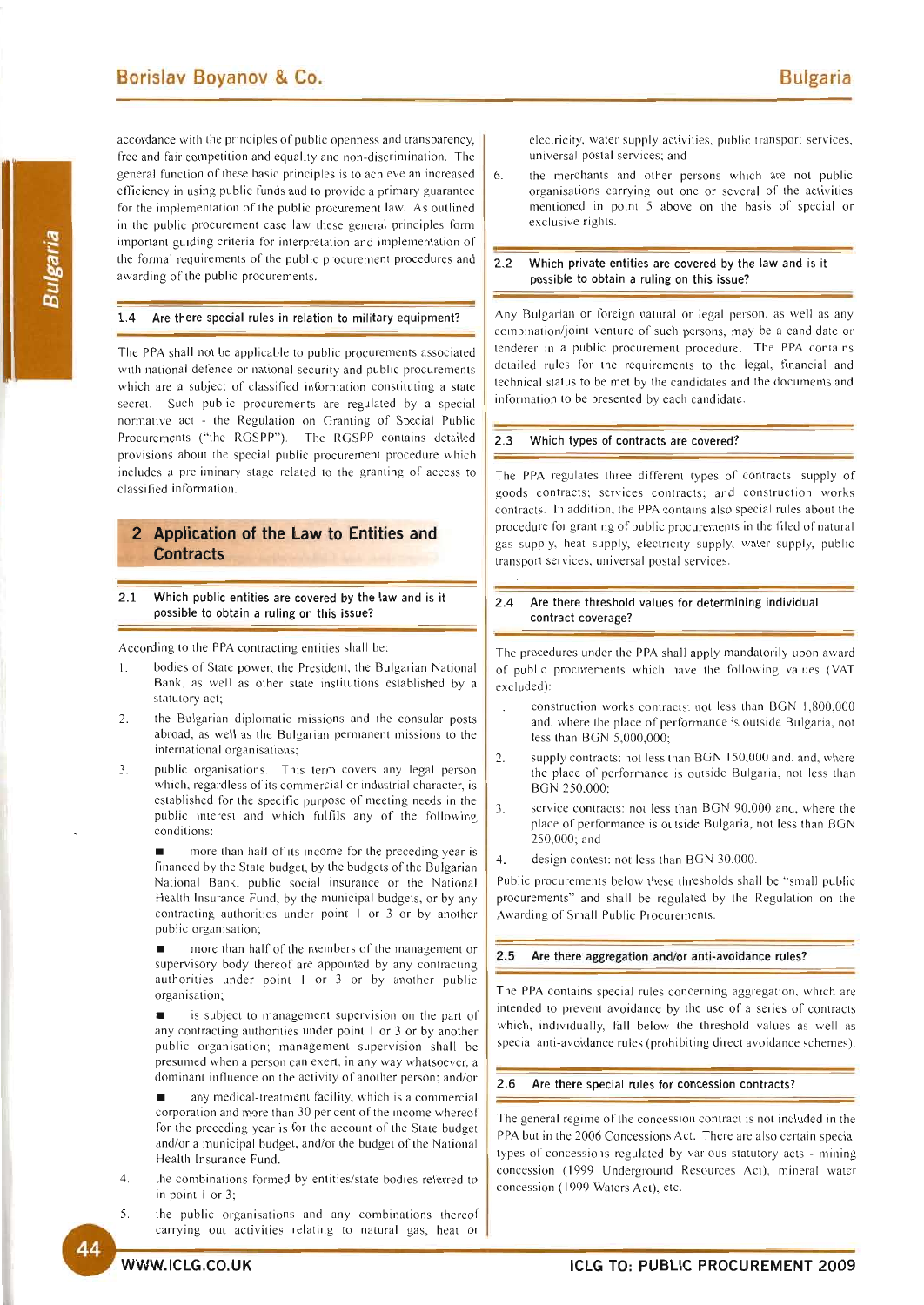accordance with the principles of public openness and transparency, free and fair competition and equality and non-discrimination. The general function of these basic principles is to achieve an increased efficiency in using public funds and to provide a primary guarantee for the implementation of the public procurement law. As outlined in the public procurement case law these general principles form important guiding criteria for interpretation and implementation of the formal requirements of the public procurement procedures and awarding of the public procurements.

### 1.4 Are there special rules in relation to military equipment?

The PPA shall not be applicable to public procurements associated with national defence or national security and public procurements which are a subject of classified information constituting a state secret. Such public procurements are regulated by a special normative act - the Regulation on Granting of Special Public Procurements ("the RGSPP"). The RGSPP contains detailed provisions about the special public procurement procedure which includes a preliminary stage related to the granting of access to classified information.

## 2 Application of the Law to Entities and Contracts

### 2.1 Which public entities are covered by the law and is it possible to obtain a ruling on this issue?

According to the PPA contracting entities shall be:

1. bodies of State power, the President, the Bulgarian National Bank, as well as other state institutions established by a statutory act;
2. the Bulgarian diplomatic missions and the consular posts abroad, as well as the Bulgarian permanent missions to the international organisations;
3. public organisations. This term covers any legal person which, regardless of its commercial or industrial character, is established for the specific purpose of meeting needs in the public interest and which fulfils any of the following conditions:
   - more than half of its income for the preceding year is financed by the State budget, by the budgets of the Bulgarian National Bank, public social insurance or the National Health Insurance Fund, by the municipal budgets, or by any contracting authorities under point 1 or 3 or by another public organisation;
   - more than half of the members of the management or supervisory body thereof are appointed by any contracting authorities under point 1 or 3 or by another public organisation;
   - is subject to management supervision on the part of any contracting authorities under point 1 or 3 or by another public organisation; management supervision shall be presumed when a person can exert, in any way whatsoever, a dominant influence on the activity of another person; and/or
   - any medical-treatment facility, which is a commercial corporation and more than 30 per cent of the income whereof for the preceding year is for the account of the State budget and/or a municipal budget, and/or the budget of the National Health Insurance Fund.
4. the combinations formed by entities/state bodies referred to in point 1 or 3;
5. the public organisations and any combinations thereof carrying out activities relating to natural gas, heat or electricity, water supply activities, public transport services, universal postal services; and
6. the merchants and other persons which are not public organisations carrying out one or several of the activities mentioned in point 5 above on the basis of special or exclusive rights.

### 2.2 Which private entities are covered by the law and is it possible to obtain a ruling on this issue?

Any Bulgarian or foreign natural or legal person, as well as any combination/joint venture of such persons, may be a candidate or tenderer in a public procurement procedure. The PPA contains detailed rules for the requirements to the legal, financial and technical status to be met by the candidates and the documents and information to be presented by each candidate.

### 2.3 Which types of contracts are covered?

The PPA regulates three different types of contracts: supply of goods contracts; services contracts; and construction works contracts. In addition, the PPA contains also special rules about the procedure for granting of public procurements in the filed of natural gas supply, heat supply, electricity supply, water supply, public transport services, universal postal services.

### 2.4 Are there threshold values for determining individual contract coverage?

The procedures under the PPA shall apply mandatorily upon award of public procurements which have the following values (VAT excluded):

1. construction works contracts: not less than BGN 1,800,000 and, where the place of performance is outside Bulgaria, not less than BGN 5,000,000;
2. supply contracts: not less than BGN 150,000 and, and, where the place of performance is outside Bulgaria, not less than BGN 250,000;
3. service contracts: not less than BGN 90,000 and, where the place of performance is outside Bulgaria, not less than BGN 250,000; and
4. design contest: not less than BGN 30,000.

Public procurements below these thresholds shall be "small public procurements" and shall be regulated by the Regulation on the Awarding of Small Public Procurements.

### 2.5 Are there aggregation and/or anti-avoidance rules?

The PPA contains special rules concerning aggregation, which are intended to prevent avoidance by the use of a series of contracts which, individually, fall below the threshold values as well as special anti-avoidance rules (prohibiting direct avoidance schemes).

### 2.6 Are there special rules for concession contracts?

The general regime of the concession contract is not included in the PPA but in the 2006 Concessions Act. There are also certain special types of concessions regulated by various statutory acts - mining concession (1999 Underground Resources Act), mineral water concession (1999 Waters Act), etc.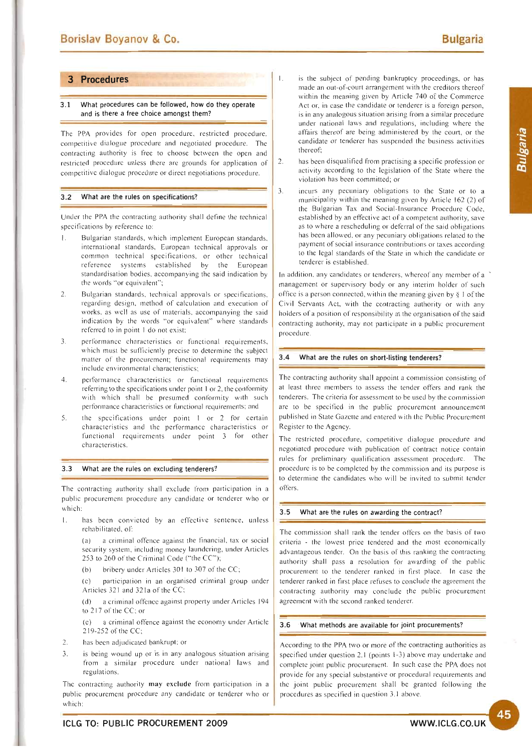## 3 Procedures

### 3.1 What procedures can be followed, how do they operate and is there a free choice amongst them?

The PPA provides for open procedure, restricted procedure, competitive dialogue procedure and negotiated procedure. The contracting authority is free to choose between the open and restricted procedure unless there are grounds for application of competitive dialogue procedure or direct negotiations procedure.

### 3.2 What are the rules on specifications?

Under the PPA the contracting authority shall define the technical specifications by reference to:

1. Bulgarian standards, which implement European standards, international standards, European technical approvals or common technical specifications, or other technical reference systems established by the European standardisation bodies, accompanying the said indication by the words "or equivalent";
2. Bulgarian standards, technical approvals or specifications, regarding design, method of calculation and execution of works, as well as use of materials, accompanying the said indication by the words "or equivalent" where standards referred to in point 1 do not exist;
3. performance characteristics or functional requirements, which must be sufficiently precise to determine the subject matter of the procurement; functional requirements may include environmental characteristics;
4. performance characteristics or functional requirements referring to the specifications under point 1 or 2, the conformity with which shall be presumed conformity with such performance characteristics or functional requirements; and
5. the specifications under point 1 or 2 for certain characteristics and the performance characteristics or functional requirements under point 3 for other characteristics.

### 3.3 What are the rules on excluding tenderers?

The contracting authority shall exclude from participation in a public procurement procedure any candidate or tenderer who or which:

1. has been convicted by an effective sentence, unless rehabilitated, of:
   (a) a criminal offence against the financial, tax or social security system, including money laundering, under Articles 253 to 260 of the Criminal Code ("the CC");
   (b) bribery under Articles 301 to 307 of the CC;
   (c) participation in an organised criminal group under Articles 321 and 321a of the CC;
   (d) a criminal offence against property under Articles 194 to 217 of the CC; or
   (e) a criminal offence against the economy under Article 219-252 of the CC;
2. has been adjudicated bankrupt; or
3. is being wound up or is in any analogous situation arising from a similar procedure under national laws and regulations.

The contracting authority **may exclude** from participation in a public procurement procedure any candidate or tenderer who or which:

1. is the subject of pending bankruptcy proceedings, or has made an out-of-court arrangement with the creditors thereof within the meaning given by Article 740 of the Commerce Act or, in case the candidate or tenderer is a foreign person, is in any analogous situation arising from a similar procedure under national laws and regulations, including where the affairs thereof are being administered by the court, or the candidate or tenderer has suspended the business activities thereof;
2. has been disqualified from practising a specific profession or activity according to the legislation of the State where the violation has been committed; or
3. incurs any pecuniary obligations to the State or to a municipality within the meaning given by Article 162 (2) of the Bulgarian Tax and Social-Insurance Procedure Code, established by an effective act of a competent authority, save as to where a rescheduling or deferral of the said obligations has been allowed, or any pecuniary obligations related to the payment of social insurance contributions or taxes according to the legal standards of the State in which the candidate or tenderer is established.

In addition, any candidates or tenderers, whereof any member of a management or supervisory body or any interim holder of such office is a person connected, within the meaning given by § 1 of the Civil Servants Act, with the contracting authority or with any holders of a position of responsibility at the organisation of the said contracting authority, may not participate in a public procurement procedure.

### 3.4 What are the rules on short-listing tenderers?

The contracting authority shall appoint a commission consisting of at least three members to assess the tender offers and rank the tenderers. The criteria for assessment to be used by the commission are to be specified in the public procurement announcement published in State Gazette and entered with the Public Procurement Register to the Agency.

The restricted procedure, competitive dialogue procedure and negotiated procedure with publication of contract notice contain rules for preliminary qualification assessment procedure. The procedure is to be completed by the commission and its purpose is to determine the candidates who will be invited to submit tender offers.

### 3.5 What are the rules on awarding the contract?

The commission shall rank the tender offers on the basis of two criteria - the lowest price tendered and the most economically advantageous tender. On the basis of this ranking the contracting authority shall pass a resolution for awarding of the public procurement to the tenderer ranked in first place. In case the tenderer ranked in first place refuses to conclude the agreement the contracting authority may conclude the public procurement agreement with the second ranked tenderer.

### 3.6 What methods are available for joint procurements?

According to the PPA two or more of the contracting authorities as specified under question 2.1 (points 1-3) above may undertake and complete joint public procurement. In such case the PPA does not provide for any special substantive or procedural requirements and the joint public procurement shall be granted following the procedures as specified in question 3.1 above.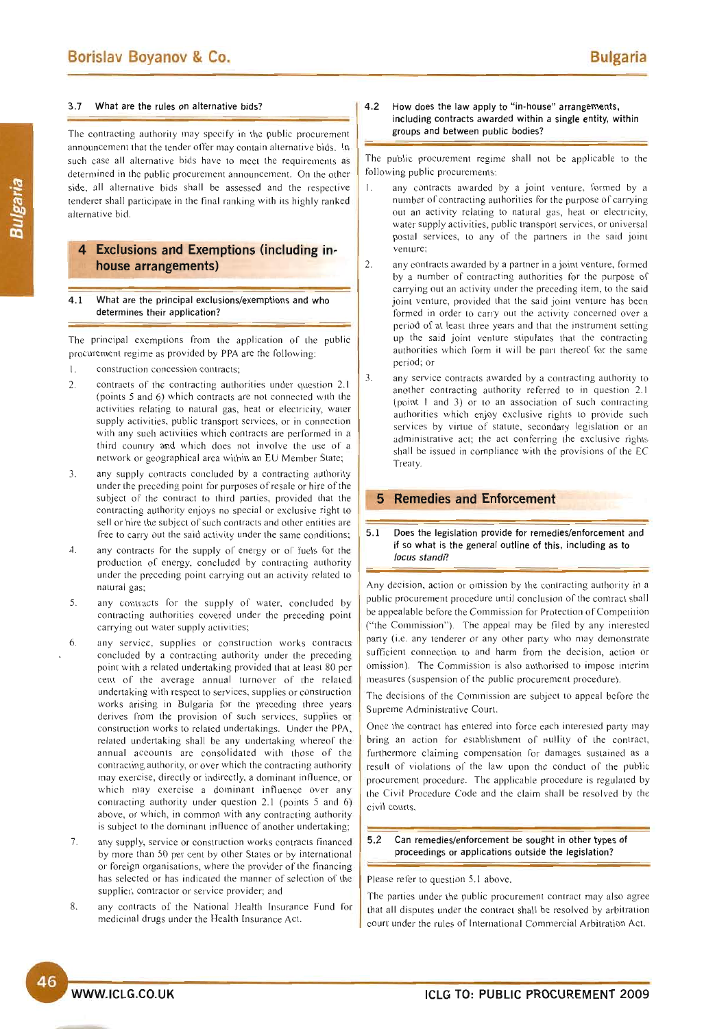### 3.7 What are the rules on alternative bids?

The contracting authority may specify in the public procurement announcement that the tender offer may contain alternative bids. In such case all alternative bids have to meet the requirements as determined in the public procurement announcement. On the other side, all alternative bids shall be assessed and the respective tenderer shall participate in the final ranking with its highly ranked alternative bid.

## 4 Exclusions and Exemptions (including in-house arrangements)

### 4.1 What are the principal exclusions/exemptions and who determines their application?

The principal exemptions from the application of the public procurement regime as provided by PPA are the following:

1. construction concession contracts;
2. contracts of the contracting authorities under question 2.1 (points 5 and 6) which contracts are not connected with the activities relating to natural gas, heat or electricity, water supply activities, public transport services, or in connection with any such activities which contracts are performed in a third country and which does not involve the use of a network or geographical area within an EU Member State;
3. any supply contracts concluded by a contracting authority under the preceding point for purposes of resale or hire of the subject of the contract to third parties, provided that the contracting authority enjoys no special or exclusive right to sell or hire the subject of such contracts and other entities are free to carry out the said activity under the same conditions;
4. any contracts for the supply of energy or of fuels for the production of energy, concluded by contracting authority under the preceding point carrying out an activity related to natural gas;
5. any contracts for the supply of water, concluded by contracting authorities covered under the preceding point carrying out water supply activities;
6. any service, supplies or construction works contracts concluded by a contracting authority under the preceding point with a related undertaking provided that at least 80 per cent of the average annual turnover of the related undertaking with respect to services, supplies or construction works arising in Bulgaria for the preceding three years derives from the provision of such services, supplies or construction works to related undertakings. Under the PPA, related undertaking shall be any undertaking whereof the annual accounts are consolidated with those of the contracting authority, or over which the contracting authority may exercise, directly or indirectly, a dominant influence, or which may exercise a dominant influence over any contracting authority under question 2.1 (points 5 and 6) above, or which, in common with any contracting authority is subject to the dominant influence of another undertaking;
7. any supply, service or construction works contracts financed by more than 50 per cent by other States or by international or foreign organisations, where the provider of the financing has selected or has indicated the manner of selection of the supplier, contractor or service provider; and
8. any contracts of the National Health Insurance Fund for medicinal drugs under the Health Insurance Act.

### 4.2 How does the law apply to "in-house" arrangements, including contracts awarded within a single entity, within groups and between public bodies?

The public procurement regime shall not be applicable to the following public procurements:

1. any contracts awarded by a joint venture, formed by a number of contracting authorities for the purpose of carrying out an activity relating to natural gas, heat or electricity, water supply activities, public transport services, or universal postal services, to any of the partners in the said joint venture;
2. any contracts awarded by a partner in a joint venture, formed by a number of contracting authorities for the purpose of carrying out an activity under the preceding item, to the said joint venture, provided that the said joint venture has been formed in order to carry out the activity concerned over a period of at least three years and that the instrument setting up the said joint venture stipulates that the contracting authorities which form it will be part thereof for the same period; or
3. any service contracts awarded by a contracting authority to another contracting authority referred to in question 2.1 (point 1 and 3) or to an association of such contracting authorities which enjoy exclusive rights to provide such services by virtue of statute, secondary legislation or an administrative act; the act conferring the exclusive rights shall be issued in compliance with the provisions of the EC Treaty.

## 5 Remedies and Enforcement

### 5.1 Does the legislation provide for remedies/enforcement and if so what is the general outline of this, including as to *locus standi*?

Any decision, action or omission by the contracting authority in a public procurement procedure until conclusion of the contract shall be appealable before the Commission for Protection of Competition ("the Commission"). The appeal may be filed by any interested party (i.e. any tenderer or any other party who may demonstrate sufficient connection to and harm from the decision, action or omission). The Commission is also authorised to impose interim measures (suspension of the public procurement procedure).

The decisions of the Commission are subject to appeal before the Supreme Administrative Court.

Once the contract has entered into force each interested party may bring an action for establishment of nullity of the contract, furthermore claiming compensation for damages sustained as a result of violations of the law upon the conduct of the public procurement procedure. The applicable procedure is regulated by the Civil Procedure Code and the claim shall be resolved by the civil courts.

### 5.2 Can remedies/enforcement be sought in other types of proceedings or applications outside the legislation?

Please refer to question 5.1 above.

The parties under the public procurement contract may also agree that all disputes under the contract shall be resolved by arbitration court under the rules of International Commercial Arbitration Act.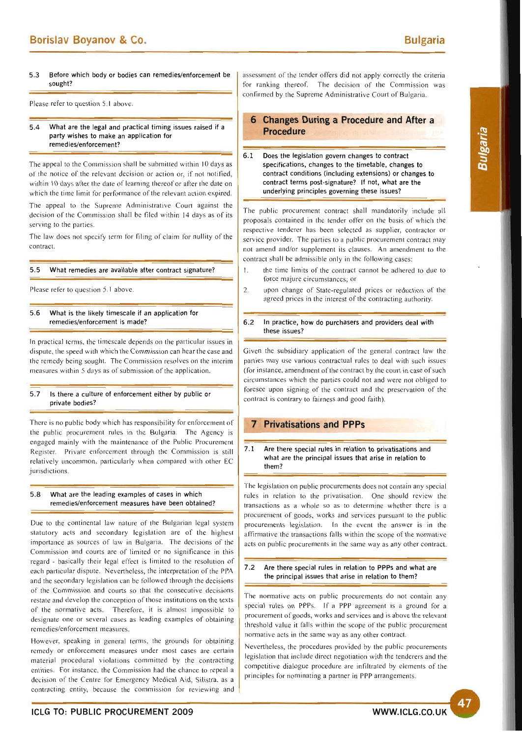**5.3 Before which body or bodies can remedies/enforcement be sought?**

Please refer to question 5.1 above.

**5.4 What are the legal and practical timing issues raised if a party wishes to make an application for remedies/enforcement?**

The appeal to the Commission shall be submitted within 10 days as of the notice of the relevant decision or action or, if not notified, within 10 days after the date of learning thereof or after the date on which the time limit for performance of the relevant action expired.

The appeal to the Supreme Administrative Court against the decision of the Commission shall be filed within 14 days as of its serving to the parties.

The law does not specify term for filing of claim for nullity of the contract.

**5.5 What remedies are available after contract signature?**

Please refer to question 5.1 above.

**5.6 What is the likely timescale if an application for remedies/enforcement is made?**

In practical terms, the timescale depends on the particular issues in dispute, the speed with which the Commission can hear the case and the remedy being sought. The Commission resolves on the interim measures within 5 days as of submission of the application.

**5.7 Is there a culture of enforcement either by public or private bodies?**

There is no public body which has responsibility for enforcement of the public procurement rules in the Bulgaria. The Agency is engaged mainly with the maintenance of the Public Procurement Register. Private enforcement through the Commission is still relatively uncommon, particularly when compared with other EC jurisdictions.

**5.8 What are the leading examples of cases in which remedies/enforcement measures have been obtained?**

Due to the continental law nature of the Bulgarian legal system statutory acts and secondary legislation are of the highest importance as sources of law in Bulgaria. The decisions of the Commission and courts are of limited or no significance in this regard - basically their legal effect is limited to the resolution of each particular dispute. Nevertheless, the interpretation of the PPA and the secondary legislation can be followed through the decisions of the Commission and courts so that the consecutive decisions restate and develop the conception of those institutions on the texts of the normative acts. Therefore, it is almost impossible to designate one or several cases as leading examples of obtaining remedies/enforcement measures.

However, speaking in general terms, the grounds for obtaining remedy or enforcement measures under most cases are certain material procedural violations committed by the contracting entities. For instance, the Commission had the chance to repeal a decision of the Centre for Emergency Medical Aid, Silistra, as a contracting entity, because the commission for reviewing and assessment of the tender offers did not apply correctly the criteria for ranking thereof. The decision of the Commission was confirmed by the Supreme Administrative Court of Bulgaria.

## 6 Changes During a Procedure and After a Procedure

**6.1 Does the legislation govern changes to contract specifications, changes to the timetable, changes to contract conditions (including extensions) or changes to contract terms post-signature? If not, what are the underlying principles governing these issues?**

The public procurement contract shall mandatorily include all proposals contained in the tender offer on the basis of which the respective tenderer has been selected as supplier, contractor or service provider. The parties to a public procurement contract may not amend and/or supplement its clauses. An amendment to the contract shall be admissible only in the following cases:

1. the time limits of the contract cannot be adhered to due to force majure circumstances; or
2. upon change of State-regulated prices or reduction of the agreed prices in the interest of the contracting authority.

**6.2 In practice, how do purchasers and providers deal with these issues?**

Given the subsidiary application of the general contract law the parties may use various contractual rules to deal with such issues (for instance, amendment of the contract by the court in case of such circumstances which the parties could not and were not obliged to foresee upon signing of the contract and the preservation of the contract is contrary to fairness and good faith).

## 7 Privatisations and PPPs

**7.1 Are there special rules in relation to privatisations and what are the principal issues that arise in relation to them?**

The legislation on public procurements does not contain any special rules in relation to the privatisation. One should review the transactions as a whole so as to determine whether there is a procurement of goods, works and services pursuant to the public procurements legislation. In the event the answer is in the affirmative the transactions falls within the scope of the normative acts on public procurements in the same way as any other contract.

**7.2 Are there special rules in relation to PPPs and what are the principal issues that arise in relation to them?**

The normative acts on public procurements do not contain any special rules on PPPs. If a PPP agreement is a ground for a procurement of goods, works and services and is above the relevant threshold value it falls within the scope of the public procurement normative acts in the same way as any other contract.

Nevertheless, the procedures provided by the public procurements legislation that include direct negotiation with the tenderers and the competitive dialogue procedure are infiltrated by elements of the principles for nominating a partner in PPP arrangements.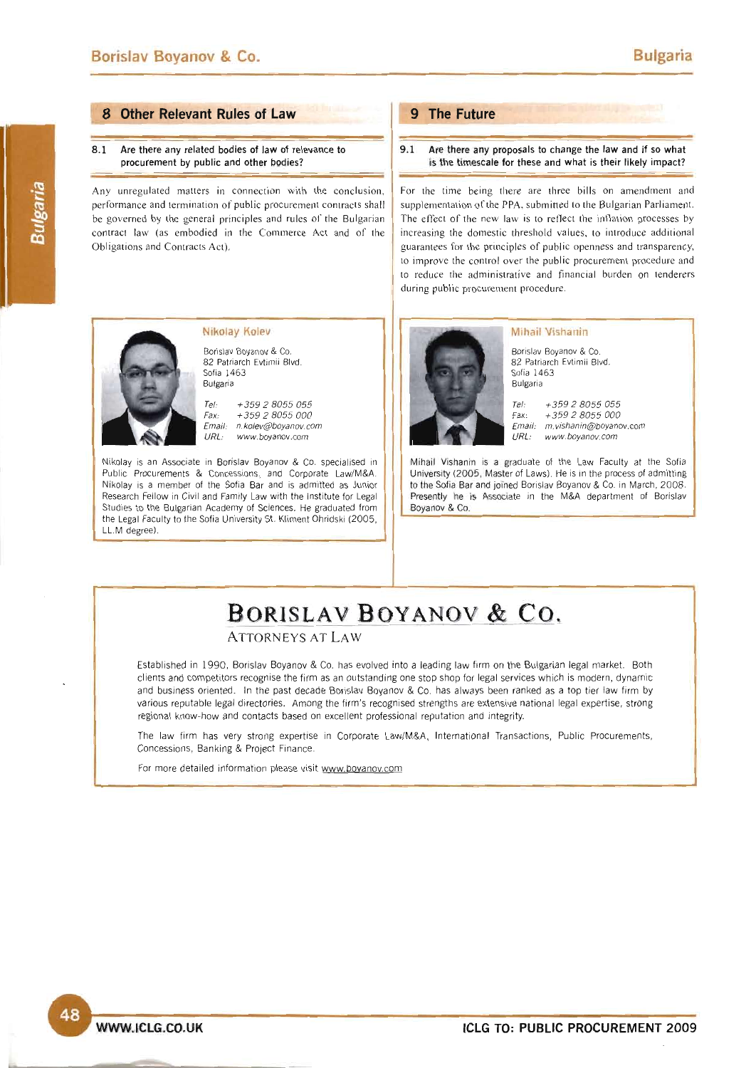## 8 Other Relevant Rules of Law

**8.1 Are there any related bodies of law of relevance to procurement by public and other bodies?**

Any unregulated matters in connection with the conclusion, performance and termination of public procurement contracts shall be governed by the general principles and rules of the Bulgarian contract law (as embodied in the Commerce Act and of the Obligations and Contracts Act).

## 9 The Future

**9.1 Are there any proposals to change the law and if so what is the timescale for these and what is their likely impact?**

For the time being there are three bills on amendment and supplementation of the PPA, submitted to the Bulgarian Parliament. The effect of the new law is to reflect the inflation processes by increasing the domestic threshold values, to introduce additional guarantees for the principles of public openness and transparency, to improve the control over the public procurement procedure and to reduce the administrative and financial burden on tenderers during public procurement procedure.

---

**Nikolay Kolev**

Borislav Boyanov & Co.
82 Patriarch Evtimii Blvd.
Sofia 1463
Bulgaria

*Tel:* +359 2 8055 055
*Fax:* +359 2 8055 000
*Email:* n.kolev@boyanov.com
*URL:* www.boyanov.com

Nikolay is an Associate in Borislav Boyanov & Co. specialised in Public Procurements & Concessions, and Corporate Law/M&A. Nikolay is a member of the Sofia Bar and is admitted as Junior Research Fellow in Civil and Family Law with the Institute for Legal Studies to the Bulgarian Academy of Sciences. He graduated from the Legal Faculty to the Sofia University St. Kliment Ohridski (2005, LL.M degree).

---

**Mihail Vishanin**

Borislav Boyanov & Co.
82 Patriarch Evtimii Blvd.
Sofia 1463
Bulgaria

*Tel:* +359 2 8055 055
*Fax:* +359 2 8055 000
*Email:* m.vishanin@boyanov.com
*URL:* www.boyanov.com

Mihail Vishanin is a graduate of the Law Faculty at the Sofia University (2005, Master of Laws). He is in the process of admitting to the Sofia Bar and joined Borislav Boyanov & Co. in March, 2008. Presently he is Associate in the M&A department of Borislav Boyanov & Co.

---

# BORISLAV BOYANOV & CO.

ATTORNEYS AT LAW

Established in 1990, Borislav Boyanov & Co. has evolved into a leading law firm on the Bulgarian legal market. Both clients and competitors recognise the firm as an outstanding one stop shop for legal services which is modern, dynamic and business oriented. In the past decade Borislav Boyanov & Co. has always been ranked as a top tier law firm by various reputable legal directories. Among the firm's recognised strengths are extensive national legal expertise, strong regional know-how and contacts based on excellent professional reputation and integrity.

The law firm has very strong expertise in Corporate Law/M&A, International Transactions, Public Procurements, Concessions, Banking & Project Finance.

For more detailed information please visit www.boyanov.com